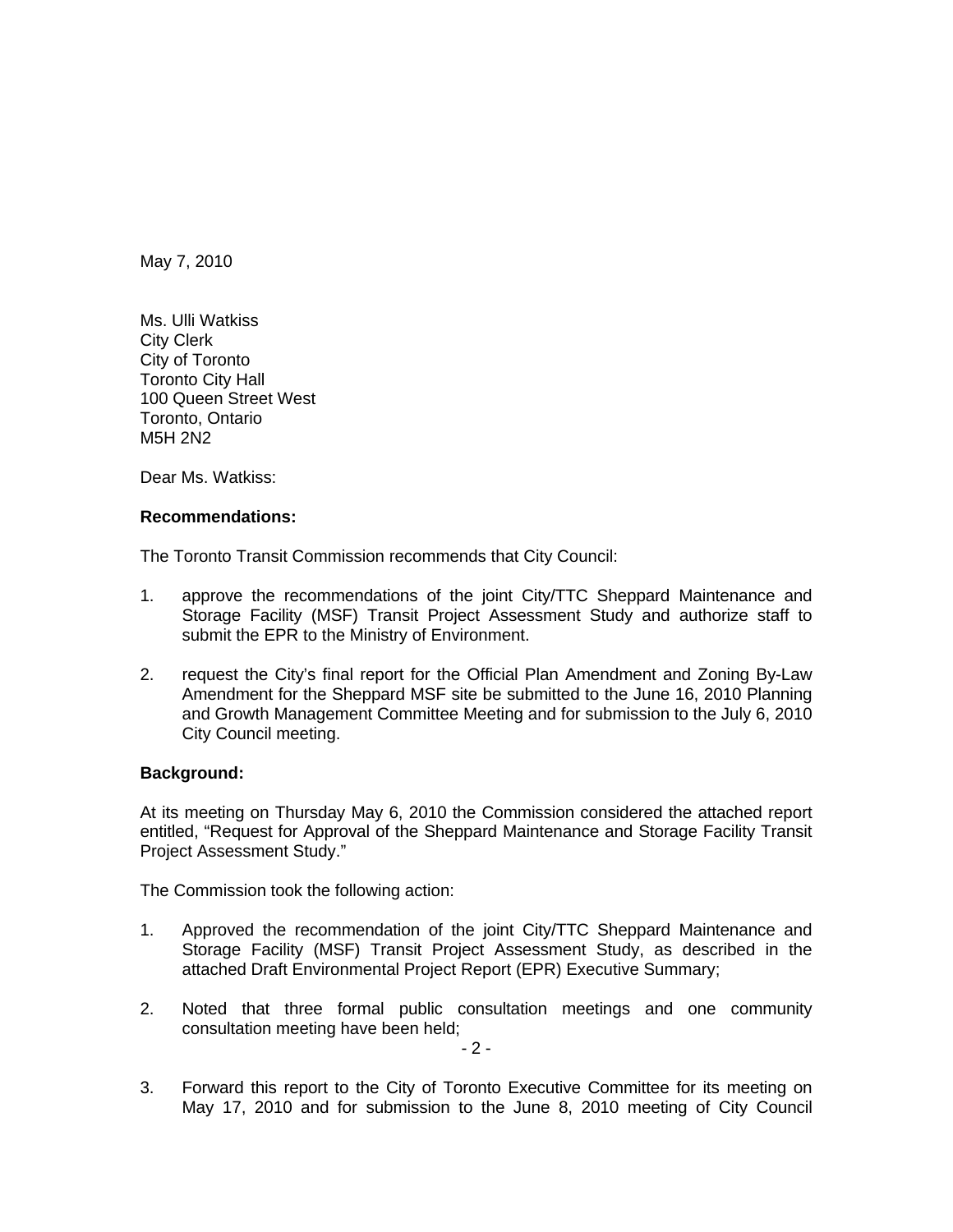May 7, 2010

Ms. Ulli Watkiss
City Clerk
City of Toronto
Toronto City Hall
100 Queen Street West
Toronto, Ontario
M5H 2N2

Dear Ms. Watkiss:

**Recommendations:**

The Toronto Transit Commission recommends that City Council:

1. approve the recommendations of the joint City/TTC Sheppard Maintenance and Storage Facility (MSF) Transit Project Assessment Study and authorize staff to submit the EPR to the Ministry of Environment.

2. request the City's final report for the Official Plan Amendment and Zoning By-Law Amendment for the Sheppard MSF site be submitted to the June 16, 2010 Planning and Growth Management Committee Meeting and for submission to the July 6, 2010 City Council meeting.

**Background:**

At its meeting on Thursday May 6, 2010 the Commission considered the attached report entitled, "Request for Approval of the Sheppard Maintenance and Storage Facility Transit Project Assessment Study."

The Commission took the following action:

1. Approved the recommendation of the joint City/TTC Sheppard Maintenance and Storage Facility (MSF) Transit Project Assessment Study, as described in the attached Draft Environmental Project Report (EPR) Executive Summary;

2. Noted that three formal public consultation meetings and one community consultation meeting have been held;

3. Forward this report to the City of Toronto Executive Committee for its meeting on May 17, 2010 and for submission to the June 8, 2010 meeting of City Council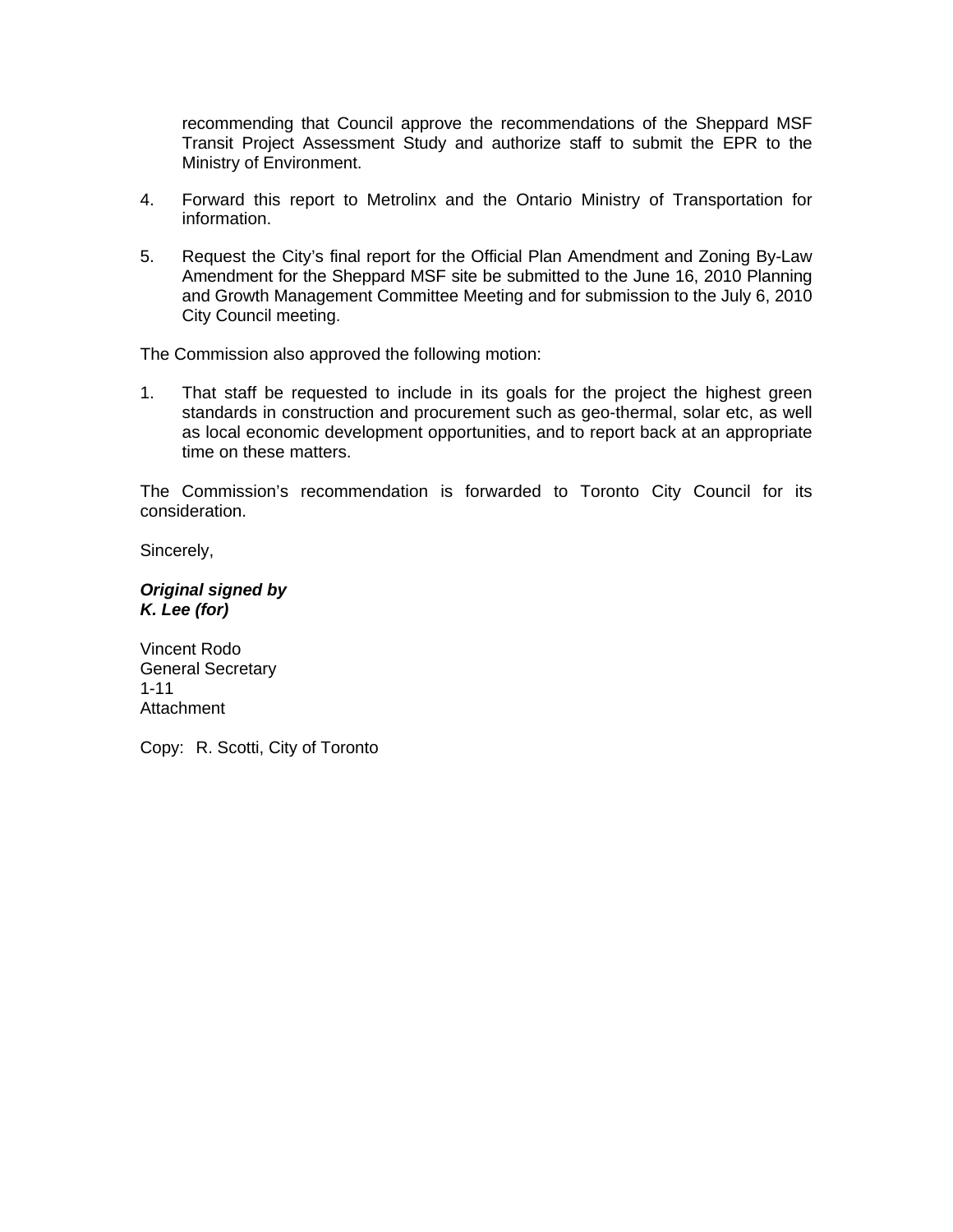recommending that Council approve the recommendations of the Sheppard MSF Transit Project Assessment Study and authorize staff to submit the EPR to the Ministry of Environment.

4. Forward this report to Metrolinx and the Ontario Ministry of Transportation for information.

5. Request the City's final report for the Official Plan Amendment and Zoning By-Law Amendment for the Sheppard MSF site be submitted to the June 16, 2010 Planning and Growth Management Committee Meeting and for submission to the July 6, 2010 City Council meeting.

The Commission also approved the following motion:

1. That staff be requested to include in its goals for the project the highest green standards in construction and procurement such as geo-thermal, solar etc, as well as local economic development opportunities, and to report back at an appropriate time on these matters.

The Commission's recommendation is forwarded to Toronto City Council for its consideration.

Sincerely,

***Original signed by***
***K. Lee (for)***

Vincent Rodo
General Secretary
1-11
Attachment

Copy: R. Scotti, City of Toronto